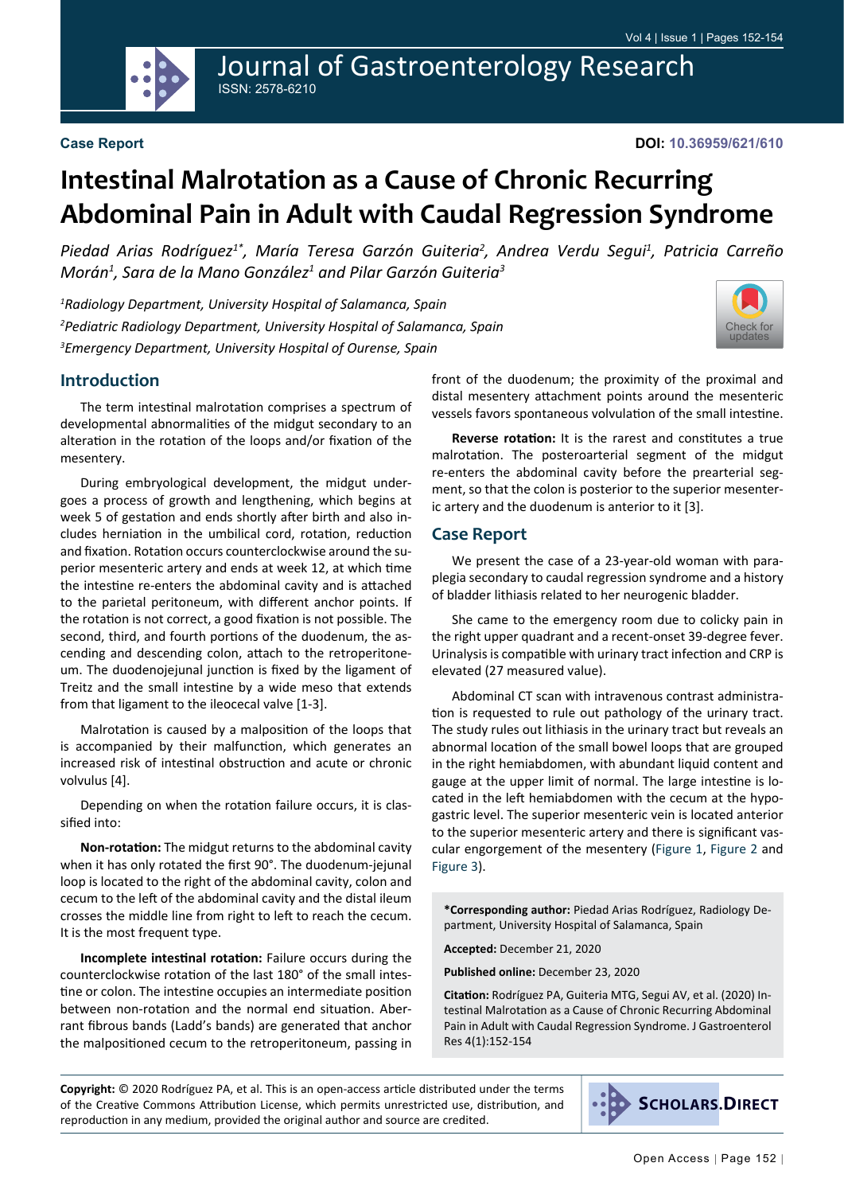Case Report

DOI: 10.36959/621/610

# Intestinal Malrotation as a Cause of Chronic Recurring Abdominal Pain in Adult with Caudal Regression Syndrome

*Piedad Arias Rodríguez[1*], María Teresa Garzón Guiteria[2], Andrea Verdu Seguí[1], Patricia Carreño Morán[1], Sara de la Mano González[1] and Pilar Garzón Guiteria[3]*

*[1]Radiology Department, University Hospital of Salamanca, Spain*

*[2]Pediatric Radiology Department, University Hospital of Salamanca, Spain*

*[3]Emergency Department, University Hospital of Ourense, Spain*

## Introduction

The term intestinal malrotation comprises a spectrum of developmental abnormalities of the midgut secondary to an alteration in the rotation of the loops and/or fixation of the mesentery.

During embryological development, the midgut undergoes a process of growth and lengthening, which begins at week 5 of gestation and ends shortly after birth and also includes herniation in the umbilical cord, rotation, reduction and fixation. Rotation occurs counterclockwise around the superior mesenteric artery and ends at week 12, at which time the intestine re-enters the abdominal cavity and is attached to the parietal peritoneum, with different anchor points. If the rotation is not correct, a good fixation is not possible. The second, third, and fourth portions of the duodenum, the ascending and descending colon, attach to the retroperitoneum. The duodenojejunal junction is fixed by the ligament of Treitz and the small intestine by a wide meso that extends from that ligament to the ileocecal valve [1-3].

Malrotation is caused by a malposition of the loops that is accompanied by their malfunction, which generates an increased risk of intestinal obstruction and acute or chronic volvulus [4].

Depending on when the rotation failure occurs, it is classified into:

**Non-rotation:** The midgut returns to the abdominal cavity when it has only rotated the first 90°. The duodenum-jejunal loop is located to the right of the abdominal cavity, colon and cecum to the left of the abdominal cavity and the distal ileum crosses the middle line from right to left to reach the cecum. It is the most frequent type.

**Incomplete intestinal rotation:** Failure occurs during the counterclockwise rotation of the last 180° of the small intestine or colon. The intestine occupies an intermediate position between non-rotation and the normal end situation. Aberrant fibrous bands (Ladd's bands) are generated that anchor the malpositioned cecum to the retroperitoneum, passing in front of the duodenum; the proximity of the proximal and distal mesentery attachment points around the mesenteric vessels favors spontaneous volvulation of the small intestine.

**Reverse rotation:** It is the rarest and constitutes a true malrotation. The posteroarterial segment of the midgut re-enters the abdominal cavity before the prearterial segment, so that the colon is posterior to the superior mesenteric artery and the duodenum is anterior to it [3].

## Case Report

We present the case of a 23-year-old woman with paraplegia secondary to caudal regression syndrome and a history of bladder lithiasis related to her neurogenic bladder.

She came to the emergency room due to colicky pain in the right upper quadrant and a recent-onset 39-degree fever. Urinalysis is compatible with urinary tract infection and CRP is elevated (27 measured value).

Abdominal CT scan with intravenous contrast administration is requested to rule out pathology of the urinary tract. The study rules out lithiasis in the urinary tract but reveals an abnormal location of the small bowel loops that are grouped in the right hemiabdomen, with abundant liquid content and gauge at the upper limit of normal. The large intestine is located in the left hemiabdomen with the cecum at the hypogastric level. The superior mesenteric vein is located anterior to the superior mesenteric artery and there is significant vascular engorgement of the mesentery (Figure 1, Figure 2 and Figure 3).

**\*Corresponding author:** Piedad Arias Rodríguez, Radiology Department, University Hospital of Salamanca, Spain

**Accepted:** December 21, 2020

**Published online:** December 23, 2020

**Citation:** Rodríguez PA, Guiteria MTG, Segui AV, et al. (2020) Intestinal Malrotation as a Cause of Chronic Recurring Abdominal Pain in Adult with Caudal Regression Syndrome. J Gastroenterol Res 4(1):152-154

**Copyright:** © 2020 Rodríguez PA, et al. This is an open-access article distributed under the terms of the Creative Commons Attribution License, which permits unrestricted use, distribution, and reproduction in any medium, provided the original author and source are credited.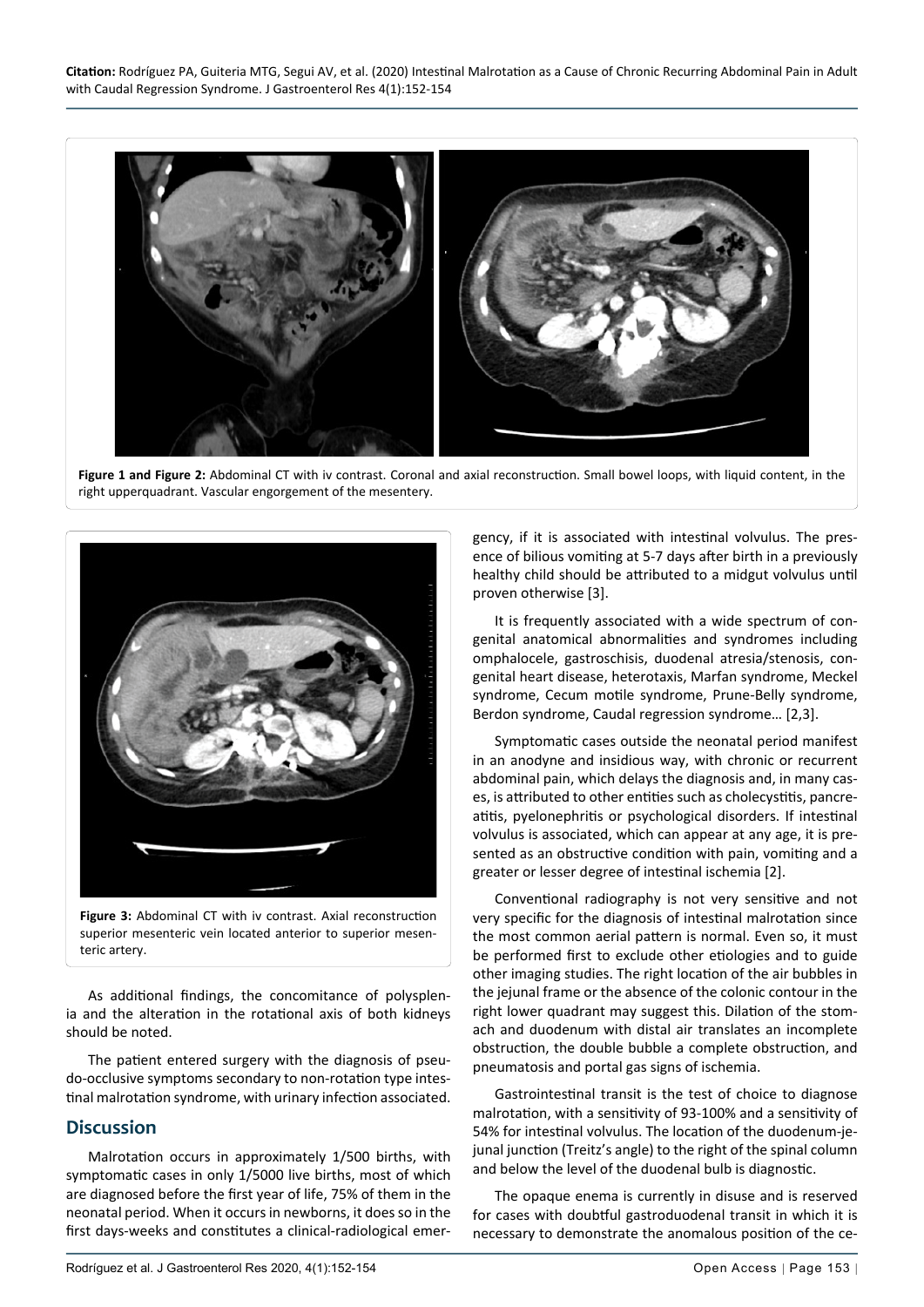Figure 1 and Figure 2: Abdominal CT with iv contrast. Coronal and axial reconstruction. Small bowel loops, with liquid content, in the right upperquadrant. Vascular engorgement of the mesentery.

Figure 3: Abdominal CT with iv contrast. Axial reconstruction superior mesenteric vein located anterior to superior mesenteric artery.

As additional findings, the concomitance of polysplenia and the alteration in the rotational axis of both kidneys should be noted.

The patient entered surgery with the diagnosis of pseudo-occlusive symptoms secondary to non-rotation type intestinal malrotation syndrome, with urinary infection associated.

## Discussion

Malrotation occurs in approximately 1/500 births, with symptomatic cases in only 1/5000 live births, most of which are diagnosed before the first year of life, 75% of them in the neonatal period. When it occurs in newborns, it does so in the first days-weeks and constitutes a clinical-radiological emergency, if it is associated with intestinal volvulus. The presence of bilious vomiting at 5-7 days after birth in a previously healthy child should be attributed to a midgut volvulus until proven otherwise [3].

It is frequently associated with a wide spectrum of congenital anatomical abnormalities and syndromes including omphalocele, gastroschisis, duodenal atresia/stenosis, congenital heart disease, heterotaxis, Marfan syndrome, Meckel syndrome, Cecum motile syndrome, Prune-Belly syndrome, Berdon syndrome, Caudal regression syndrome… [2,3].

Symptomatic cases outside the neonatal period manifest in an anodyne and insidious way, with chronic or recurrent abdominal pain, which delays the diagnosis and, in many cases, is attributed to other entities such as cholecystitis, pancreatitis, pyelonephritis or psychological disorders. If intestinal volvulus is associated, which can appear at any age, it is presented as an obstructive condition with pain, vomiting and a greater or lesser degree of intestinal ischemia [2].

Conventional radiography is not very sensitive and not very specific for the diagnosis of intestinal malrotation since the most common aerial pattern is normal. Even so, it must be performed first to exclude other etiologies and to guide other imaging studies. The right location of the air bubbles in the jejunal frame or the absence of the colonic contour in the right lower quadrant may suggest this. Dilation of the stomach and duodenum with distal air translates an incomplete obstruction, the double bubble a complete obstruction, and pneumatosis and portal gas signs of ischemia.

Gastrointestinal transit is the test of choice to diagnose malrotation, with a sensitivity of 93-100% and a sensitivity of 54% for intestinal volvulus. The location of the duodenum-jejunal junction (Treitz's angle) to the right of the spinal column and below the level of the duodenal bulb is diagnostic.

The opaque enema is currently in disuse and is reserved for cases with doubtful gastroduodenal transit in which it is necessary to demonstrate the anomalous position of the ce-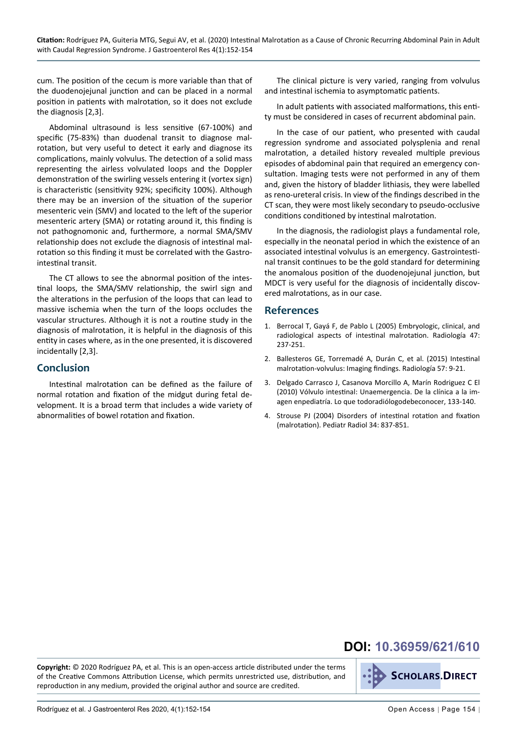cum. The position of the cecum is more variable than that of the duodenojejunal junction and can be placed in a normal position in patients with malrotation, so it does not exclude the diagnosis [2,3].

Abdominal ultrasound is less sensitive (67-100%) and specific (75-83%) than duodenal transit to diagnose malrotation, but very useful to detect it early and diagnose its complications, mainly volvulus. The detection of a solid mass representing the airless volvulated loops and the Doppler demonstration of the swirling vessels entering it (vortex sign) is characteristic (sensitivity 92%; specificity 100%). Although there may be an inversion of the situation of the superior mesenteric vein (SMV) and located to the left of the superior mesenteric artery (SMA) or rotating around it, this finding is not pathognomonic and, furthermore, a normal SMA/SMV relationship does not exclude the diagnosis of intestinal malrotation so this finding it must be correlated with the Gastrointestinal transit.

The CT allows to see the abnormal position of the intestinal loops, the SMA/SMV relationship, the swirl sign and the alterations in the perfusion of the loops that can lead to massive ischemia when the turn of the loops occludes the vascular structures. Although it is not a routine study in the diagnosis of malrotation, it is helpful in the diagnosis of this entity in cases where, as in the one presented, it is discovered incidentally [2,3].

## Conclusion

Intestinal malrotation can be defined as the failure of normal rotation and fixation of the midgut during fetal development. It is a broad term that includes a wide variety of abnormalities of bowel rotation and fixation.

The clinical picture is very varied, ranging from volvulus and intestinal ischemia to asymptomatic patients.

In adult patients with associated malformations, this entity must be considered in cases of recurrent abdominal pain.

In the case of our patient, who presented with caudal regression syndrome and associated polysplenia and renal malrotation, a detailed history revealed multiple previous episodes of abdominal pain that required an emergency consultation. Imaging tests were not performed in any of them and, given the history of bladder lithiasis, they were labelled as reno-ureteral crisis. In view of the findings described in the CT scan, they were most likely secondary to pseudo-occlusive conditions conditioned by intestinal malrotation.

In the diagnosis, the radiologist plays a fundamental role, especially in the neonatal period in which the existence of an associated intestinal volvulus is an emergency. Gastrointestinal transit continues to be the gold standard for determining the anomalous position of the duodenojejunal junction, but MDCT is very useful for the diagnosis of incidentally discovered malrotations, as in our case.

## References

1. Berrocal T, Gayá F, de Pablo L (2005) Embryologic, clinical, and radiological aspects of intestinal malrotation. Radiología 47: 237-251.
2. Ballesteros GE, Torremadé A, Durán C, et al. (2015) Intestinal malrotation-volvulus: Imaging findings. Radiología 57: 9-21.
3. Delgado Carrasco J, Casanova Morcillo A, Marín Rodriguez C El (2010) Vólvulo intestinal: Unaemergencia. De la clínica a la imagen enpediatría. Lo que todoradiólogodebeconocer, 133-140.
4. Strouse PJ (2004) Disorders of intestinal rotation and fixation (malrotation). Pediatr Radiol 34: 837-851.

**DOI: 10.36959/621/610**

**Copyright:** © 2020 Rodríguez PA, et al. This is an open-access article distributed under the terms of the Creative Commons Attribution License, which permits unrestricted use, distribution, and reproduction in any medium, provided the original author and source are credited.